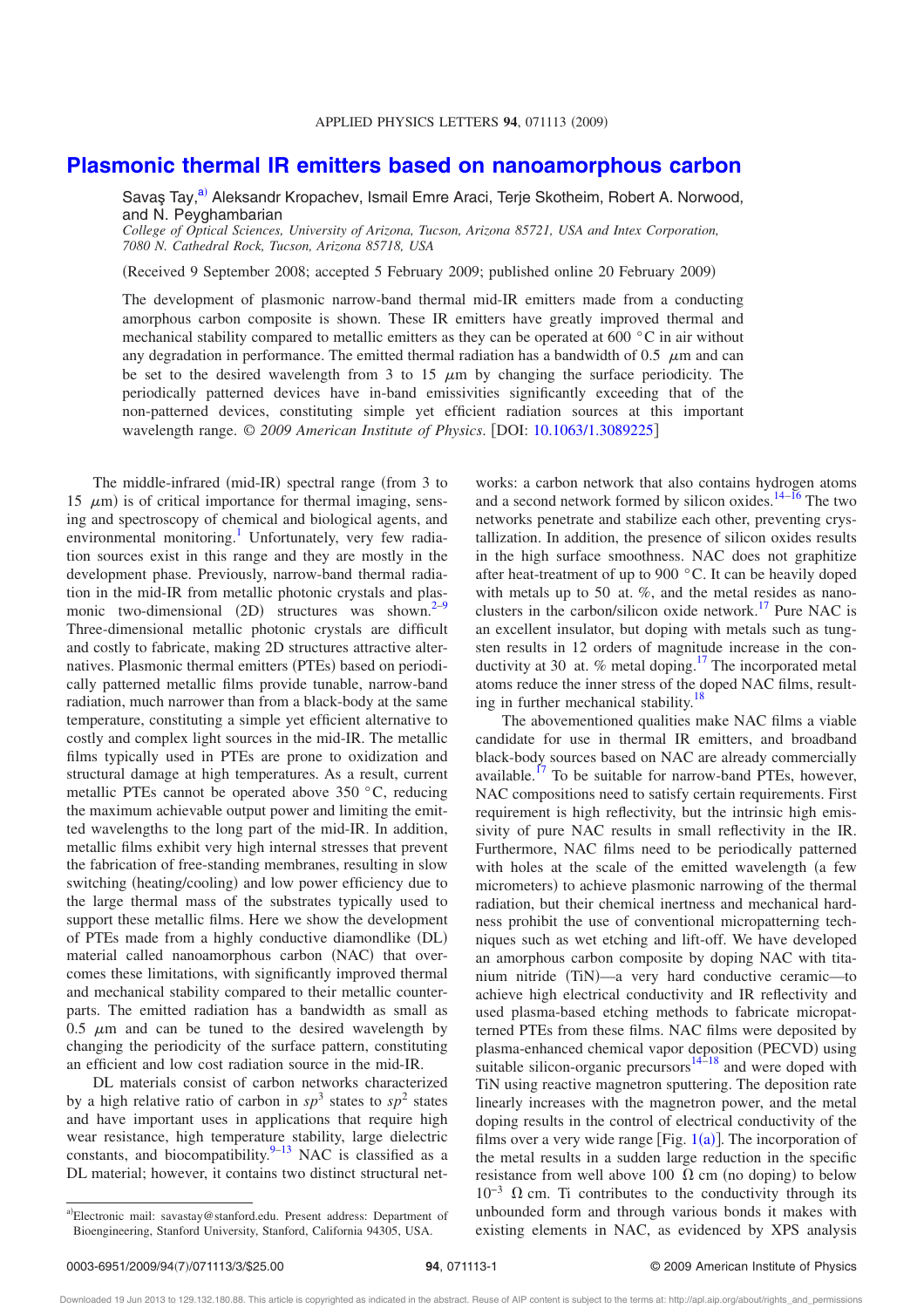# Plasmonic thermal IR emitters based on nanoamorphous carbon

Savaş Tay,[a] Aleksandr Kropachev, Ismail Emre Araci, Terje Skotheim, Robert A. Norwood, and N. Peyghambarian

*College of Optical Sciences, University of Arizona, Tucson, Arizona 85721, USA and Intex Corporation, 7080 N. Cathedral Rock, Tucson, Arizona 85718, USA*

(Received 9 September 2008; accepted 5 February 2009; published online 20 February 2009)

The development of plasmonic narrow-band thermal mid-IR emitters made from a conducting amorphous carbon composite is shown. These IR emitters have greatly improved thermal and mechanical stability compared to metallic emitters as they can be operated at 600 °C in air without any degradation in performance. The emitted thermal radiation has a bandwidth of 0.5 $\mu$m and can be set to the desired wavelength from 3 to 15 $\mu$m by changing the surface periodicity. The periodically patterned devices have in-band emissivities significantly exceeding that of the non-patterned devices, constituting simple yet efficient radiation sources at this important wavelength range. *© 2009 American Institute of Physics*. [DOI: 10.1063/1.3089225]

The middle-infrared (mid-IR) spectral range (from 3 to 15 $\mu$m) is of critical importance for thermal imaging, sensing and spectroscopy of chemical and biological agents, and environmental monitoring.[1] Unfortunately, very few radiation sources exist in this range and they are mostly in the development phase. Previously, narrow-band thermal radiation in the mid-IR from metallic photonic crystals and plasmonic two-dimensional (2D) structures was shown.[2–9] Three-dimensional metallic photonic crystals are difficult and costly to fabricate, making 2D structures attractive alternatives. Plasmonic thermal emitters (PTEs) based on periodically patterned metallic films provide tunable, narrow-band radiation, much narrower than from a black-body at the same temperature, constituting a simple yet efficient alternative to costly and complex light sources in the mid-IR. The metallic films typically used in PTEs are prone to oxidization and structural damage at high temperatures. As a result, current metallic PTEs cannot be operated above 350 °C, reducing the maximum achievable output power and limiting the emitted wavelengths to the long part of the mid-IR. In addition, metallic films exhibit very high internal stresses that prevent the fabrication of free-standing membranes, resulting in slow switching (heating/cooling) and low power efficiency due to the large thermal mass of the substrates typically used to support these metallic films. Here we show the development of PTEs made from a highly conductive diamondlike (DL) material called nanoamorphous carbon (NAC) that overcomes these limitations, with significantly improved thermal and mechanical stability compared to their metallic counterparts. The emitted radiation has a bandwidth as small as 0.5 $\mu$m and can be tuned to the desired wavelength by changing the periodicity of the surface pattern, constituting an efficient and low cost radiation source in the mid-IR.

DL materials consist of carbon networks characterized by a high relative ratio of carbon in $sp^3$ states to $sp^2$ states and have important uses in applications that require high wear resistance, high temperature stability, large dielectric constants, and biocompatibility.[9–13] NAC is classified as a DL material; however, it contains two distinct structural networks: a carbon network that also contains hydrogen atoms and a second network formed by silicon oxides.[14–16] The two networks penetrate and stabilize each other, preventing crystallization. In addition, the presence of silicon oxides results in the high surface smoothness. NAC does not graphitize after heat-treatment of up to 900 °C. It can be heavily doped with metals up to 50 at. %, and the metal resides as nanoclusters in the carbon/silicon oxide network.[17] Pure NAC is an excellent insulator, but doping with metals such as tungsten results in 12 orders of magnitude increase in the conductivity at 30 at. % metal doping.[17] The incorporated metal atoms reduce the inner stress of the doped NAC films, resulting in further mechanical stability.[18]

The abovementioned qualities make NAC films a viable candidate for use in thermal IR emitters, and broadband black-body sources based on NAC are already commercially available.[17] To be suitable for narrow-band PTEs, however, NAC compositions need to satisfy certain requirements. First requirement is high reflectivity, but the intrinsic high emissivity of pure NAC results in small reflectivity in the IR. Furthermore, NAC films need to be periodically patterned with holes at the scale of the emitted wavelength (a few micrometers) to achieve plasmonic narrowing of the thermal radiation, but their chemical inertness and mechanical hardness prohibit the use of conventional micropatterning techniques such as wet etching and lift-off. We have developed an amorphous carbon composite by doping NAC with titanium nitride (TiN)—a very hard conductive ceramic—to achieve high electrical conductivity and IR reflectivity and used plasma-based etching methods to fabricate micropatterned PTEs from these films. NAC films were deposited by plasma-enhanced chemical vapor deposition (PECVD) using suitable silicon-organic precursors[14–18] and were doped with TiN using reactive magnetron sputtering. The deposition rate linearly increases with the magnetron power, and the metal doping results in the control of electrical conductivity of the films over a very wide range [Fig. 1(a)]. The incorporation of the metal results in a sudden large reduction in the specific resistance from well above 100 $\Omega$ cm (no doping) to below $10^{-3}$ $\Omega$ cm. Ti contributes to the conductivity through its unbounded form and through various bonds it makes with existing elements in NAC, as evidenced by XPS analysis

[a]Electronic mail: savastay@stanford.edu. Present address: Department of Bioengineering, Stanford University, Stanford, California 94305, USA.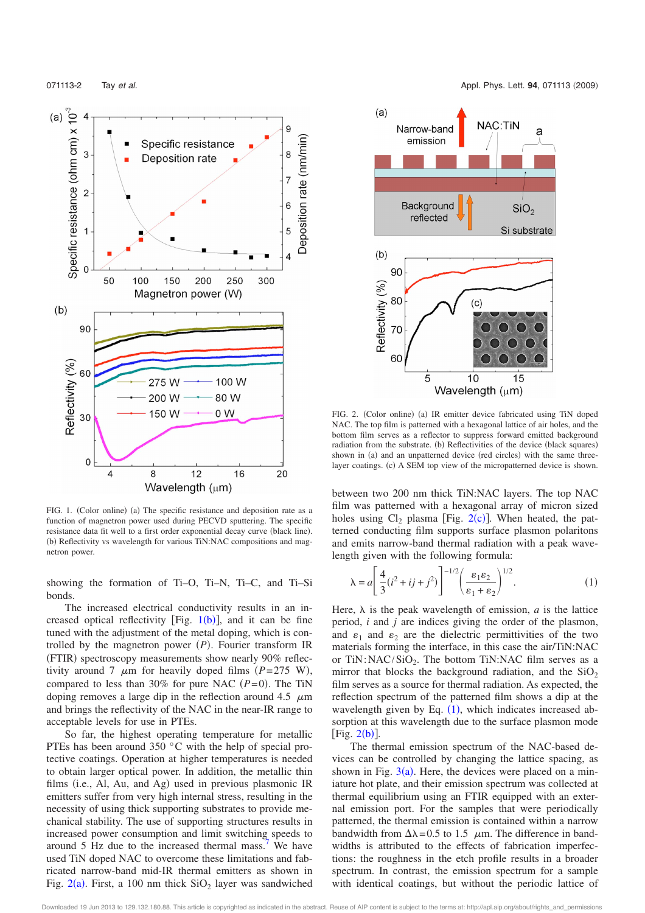FIG. 1. (Color online) (a) The specific resistance and deposition rate as a function of magnetron power used during PECVD sputtering. The specific resistance data fit well to a first order exponential decay curve (black line). (b) Reflectivity vs wavelength for various TiN:NAC compositions and magnetron power.

showing the formation of Ti–O, Ti–N, Ti–C, and Ti–Si bonds.

The increased electrical conductivity results in an increased optical reflectivity [Fig. 1(b)], and it can be fine tuned with the adjustment of the metal doping, which is controlled by the magnetron power ($P$). Fourier transform IR (FTIR) spectroscopy measurements show nearly 90% reflectivity around 7 $\mu$m for heavily doped films ($P$=275 W), compared to less than 30% for pure NAC ($P$=0). The TiN doping removes a large dip in the reflection around 4.5 $\mu$m and brings the reflectivity of the NAC in the near-IR range to acceptable levels for use in PTEs.

So far, the highest operating temperature for metallic PTEs has been around 350 °C with the help of special protective coatings. Operation at higher temperatures is needed to obtain larger optical power. In addition, the metallic thin films (i.e., Al, Au, and Ag) used in previous plasmonic IR emitters suffer from very high internal stress, resulting in the necessity of using thick supporting substrates to provide mechanical stability. The use of supporting structures results in increased power consumption and limit switching speeds to around 5 Hz due to the increased thermal mass.[7] We have used TiN doped NAC to overcome these limitations and fabricated narrow-band mid-IR thermal emitters as shown in Fig. 2(a). First, a 100 nm thick $SiO_2$ layer was sandwiched between two 200 nm thick TiN:NAC layers. The top NAC film was patterned with a hexagonal array of micron sized holes using $Cl_2$ plasma [Fig. 2(c)]. When heated, the patterned conducting film supports surface plasmon polaritons and emits narrow-band thermal radiation with a peak wavelength given with the following formula:

$$\lambda = a\left[\frac{4}{3}(i^2 + ij + j^2)\right]^{-1/2}\left(\frac{\varepsilon_1\varepsilon_2}{\varepsilon_1 + \varepsilon_2}\right)^{1/2}. \qquad (1)$$

Here, $\lambda$ is the peak wavelength of emission, $a$ is the lattice period, $i$ and $j$ are indices giving the order of the plasmon, and $\varepsilon_1$ and $\varepsilon_2$ are the dielectric permittivities of the two materials forming the interface, in this case the air/TiN:NAC or TiN:NAC/$SiO_2$. The bottom TiN:NAC film serves as a mirror that blocks the background radiation, and the $SiO_2$ film serves as a source for thermal radiation. As expected, the reflection spectrum of the patterned film shows a dip at the wavelength given by Eq. (1), which indicates increased absorption at this wavelength due to the surface plasmon mode [Fig. 2(b)].

FIG. 2. (Color online) (a) IR emitter device fabricated using TiN doped NAC. The top film is patterned with a hexagonal lattice of air holes, and the bottom film serves as a reflector to suppress forward emitted background radiation from the substrate. (b) Reflectivities of the device (black squares) shown in (a) and an unpatterned device (red circles) with the same three-layer coatings. (c) A SEM top view of the micropatterned device is shown.

The thermal emission spectrum of the NAC-based devices can be controlled by changing the lattice spacing, as shown in Fig. 3(a). Here, the devices were placed on a miniature hot plate, and their emission spectrum was collected at thermal equilibrium using an FTIR equipped with an external emission port. For the samples that were periodically patterned, the thermal emission is contained within a narrow bandwidth from $\Delta\lambda$=0.5 to 1.5 $\mu$m. The difference in bandwidths is attributed to the effects of fabrication imperfections: the roughness in the etch profile results in a broader spectrum. In contrast, the emission spectrum for a sample with identical coatings, but without the periodic lattice of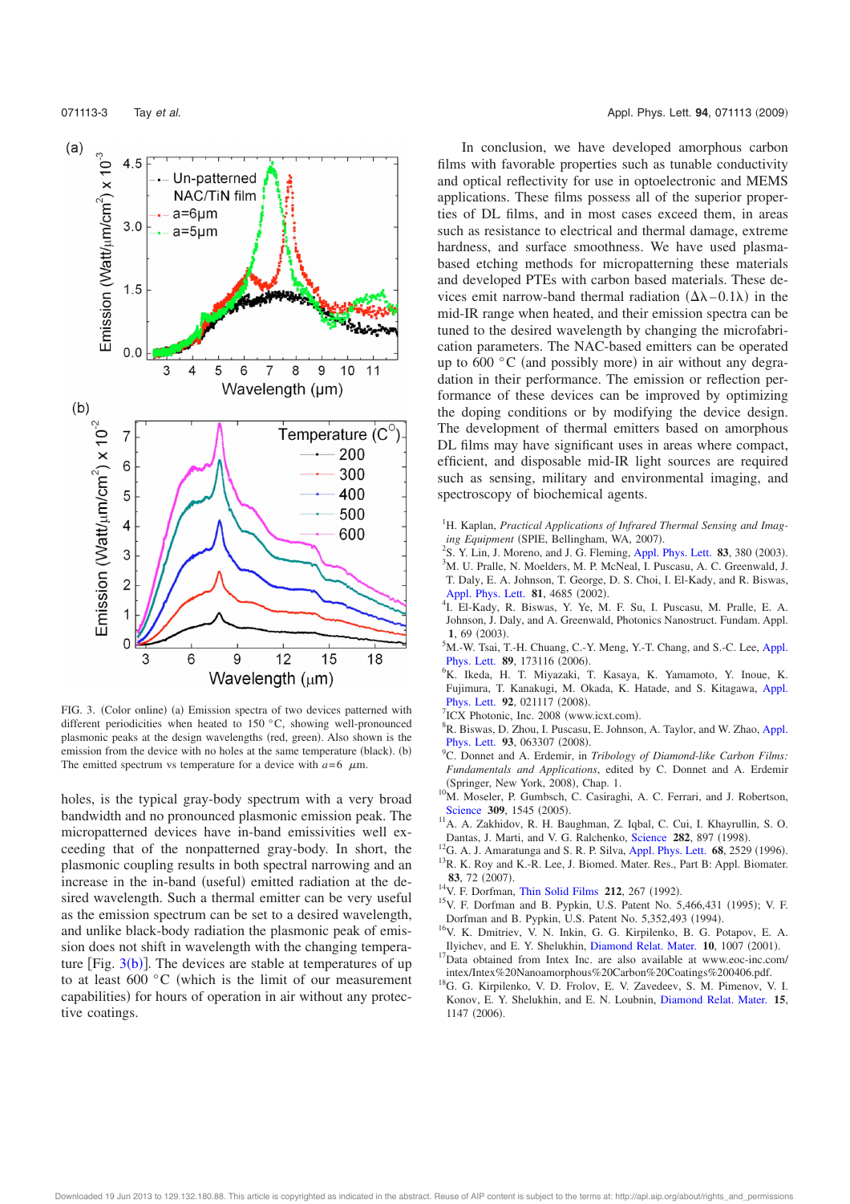(a)

Emission (Watt/μm/cm²) x 10⁻³

4.5

3.0

1.5

0.0

Un-patterned NAC/TiN film

a=6μm

a=5μm

3 4 5 6 7 8 9 10 11

Wavelength (μm)

(b)

Emission (Watt/μm/cm²) x 10⁻²

7

6

5

4

3

2

1

0

Temperature (C°)

200

300

400

500

600

3 6 9 12 15 18

Wavelength (μm)

FIG. 3. (Color online) (a) Emission spectra of two devices patterned with different periodicities when heated to 150 °C, showing well-pronounced plasmonic peaks at the design wavelengths (red, green). Also shown is the emission from the device with no holes at the same temperature (black). (b) The emitted spectrum vs temperature for a device with $a=6$ $\mu$m.

holes, is the typical gray-body spectrum with a very broad bandwidth and no pronounced plasmonic emission peak. The micropatterned devices have in-band emissivities well exceeding that of the nonpatterned gray-body. In short, the plasmonic coupling results in both spectral narrowing and an increase in the in-band (useful) emitted radiation at the desired wavelength. Such a thermal emitter can be very useful as the emission spectrum can be set to a desired wavelength, and unlike black-body radiation the plasmonic peak of emission does not shift in wavelength with the changing temperature [Fig. 3(b)]. The devices are stable at temperatures of up to at least 600 °C (which is the limit of our measurement capabilities) for hours of operation in air without any protective coatings.

In conclusion, we have developed amorphous carbon films with favorable properties such as tunable conductivity and optical reflectivity for use in optoelectronic and MEMS applications. These films possess all of the superior properties of DL films, and in most cases exceed them, in areas such as resistance to electrical and thermal damage, extreme hardness, and surface smoothness. We have used plasma-based etching methods for micropatterning these materials and developed PTEs with carbon based materials. These devices emit narrow-band thermal radiation ($\Delta\lambda \sim 0.1\lambda$) in the mid-IR range when heated, and their emission spectra can be tuned to the desired wavelength by changing the microfabrication parameters. The NAC-based emitters can be operated up to 600 °C (and possibly more) in air without any degradation in their performance. The emission or reflection performance of these devices can be improved by optimizing the doping conditions or by modifying the device design. The development of thermal emitters based on amorphous DL films may have significant uses in areas where compact, efficient, and disposable mid-IR light sources are required such as sensing, military and environmental imaging, and spectroscopy of biochemical agents.

[1] H. Kaplan, *Practical Applications of Infrared Thermal Sensing and Imaging Equipment* (SPIE, Bellingham, WA, 2007).
[2] S. Y. Lin, J. Moreno, and J. G. Fleming, Appl. Phys. Lett. **83**, 380 (2003).
[3] M. U. Pralle, N. Moelders, M. P. McNeal, I. Puscasu, A. C. Greenwald, J. T. Daly, E. A. Johnson, T. George, D. S. Choi, I. El-Kady, and R. Biswas, Appl. Phys. Lett. **81**, 4685 (2002).
[4] I. El-Kady, R. Biswas, Y. Ye, M. F. Su, I. Puscasu, M. Pralle, E. A. Johnson, J. Daly, and A. Greenwald, Photonics Nanostruct. Fundam. Appl. **1**, 69 (2003).
[5] M.-W. Tsai, T.-H. Chuang, C.-Y. Meng, Y.-T. Chang, and S.-C. Lee, Appl. Phys. Lett. **89**, 173116 (2006).
[6] K. Ikeda, H. T. Miyazaki, T. Kasaya, K. Yamamoto, Y. Inoue, K. Fujimura, T. Kanakugi, M. Okada, K. Hatade, and S. Kitagawa, Appl. Phys. Lett. **92**, 021117 (2008).
[7] ICX Photonic, Inc. 2008 (www.icxt.com).
[8] R. Biswas, D. Zhou, I. Puscasu, E. Johnson, A. Taylor, and W. Zhao, Appl. Phys. Lett. **93**, 063307 (2008).
[9] C. Donnet and A. Erdemir, in *Tribology of Diamond-like Carbon Films: Fundamentals and Applications*, edited by C. Donnet and A. Erdemir (Springer, New York, 2008), Chap. 1.
[10] M. Moseler, P. Gumbsch, C. Casiraghi, A. C. Ferrari, and J. Robertson, Science **309**, 1545 (2005).
[11] A. A. Zakhidov, R. H. Baughman, Z. Iqbal, C. Cui, I. Khayrullin, S. O. Dantas, J. Marti, and V. G. Ralchenko, Science **282**, 897 (1998).
[12] G. A. J. Amaratunga and S. R. P. Silva, Appl. Phys. Lett. **68**, 2529 (1996).
[13] R. K. Roy and K.-R. Lee, J. Biomed. Mater. Res., Part B: Appl. Biomater. **83**, 72 (2007).
[14] V. F. Dorfman, Thin Solid Films **212**, 267 (1992).
[15] V. F. Dorfman and B. Pypkin, U.S. Patent No. 5,466,431 (1995); V. F. Dorfman and B. Pypkin, U.S. Patent No. 5,352,493 (1994).
[16] V. K. Dmitriev, V. N. Inkin, G. G. Kirpilenko, B. G. Potapov, E. A. Ilyichev, and E. Y. Shelukhin, Diamond Relat. Mater. **10**, 1007 (2001).
[17] Data obtained from Intex Inc. are also available at www.eoc-inc.com/intex/Intex%20Nanoamorphous%20Carbon%20Coatings%200406.pdf.
[18] G. G. Kirpilenko, V. D. Frolov, E. V. Zavedeev, S. M. Pimenov, V. I. Konov, E. Y. Shelukhin, and E. N. Loubnin, Diamond Relat. Mater. **15**, 1147 (2006).